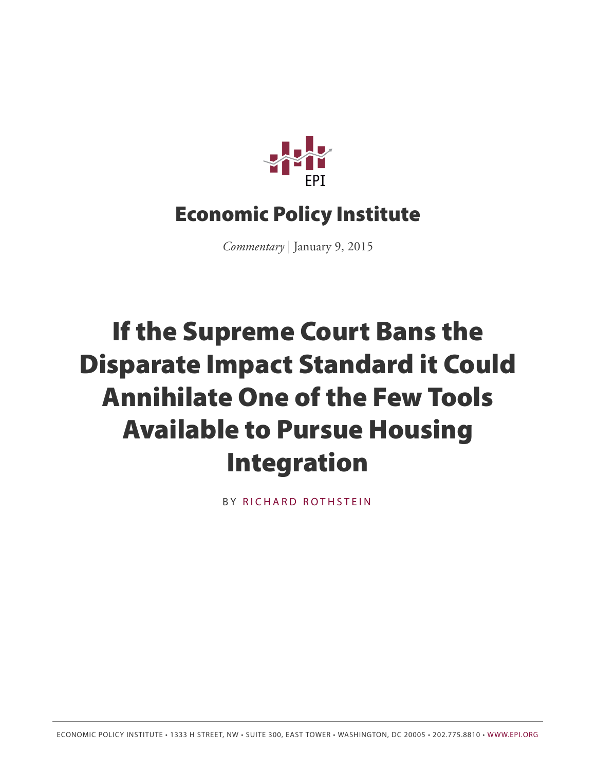EPI

# Economic Policy Institute

*Commentary* | January 9, 2015

# If the Supreme Court Bans the Disparate Impact Standard it Could Annihilate One of the Few Tools Available to Pursue Housing Integration

BY RICHARD ROTHSTEIN

ECONOMIC POLICY INSTITUTE • 1333 H STREET, NW • SUITE 300, EAST TOWER • WASHINGTON, DC 20005 • 202.775.8810 • WWW.EPI.ORG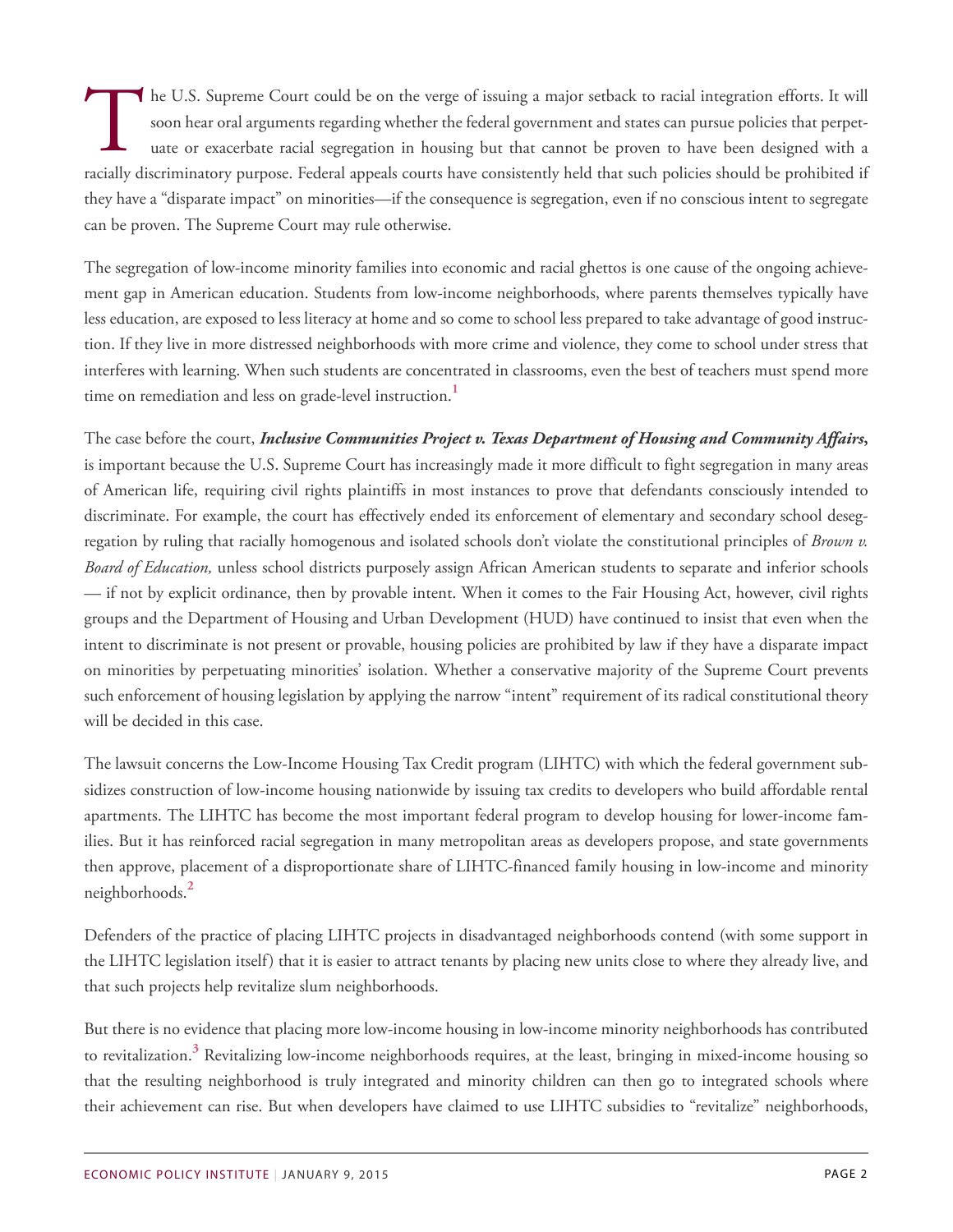The U.S. Supreme Court could be on the verge of issuing a major setback to racial integration efforts. It will soon hear oral arguments regarding whether the federal government and states can pursue policies that perpetuate or exacerbate racial segregation in housing but that cannot be proven to have been designed with a racially discriminatory purpose. Federal appeals courts have consistently held that such policies should be prohibited if they have a "disparate impact" on minorities—if the consequence is segregation, even if no conscious intent to segregate can be proven. The Supreme Court may rule otherwise.

The segregation of low-income minority families into economic and racial ghettos is one cause of the ongoing achievement gap in American education. Students from low-income neighborhoods, where parents themselves typically have less education, are exposed to less literacy at home and so come to school less prepared to take advantage of good instruction. If they live in more distressed neighborhoods with more crime and violence, they come to school under stress that interferes with learning. When such students are concentrated in classrooms, even the best of teachers must spend more time on remediation and less on grade-level instruction.[1]

The case before the court, ***Inclusive Communities Project v. Texas Department of Housing and Community Affairs***, is important because the U.S. Supreme Court has increasingly made it more difficult to fight segregation in many areas of American life, requiring civil rights plaintiffs in most instances to prove that defendants consciously intended to discriminate. For example, the court has effectively ended its enforcement of elementary and secondary school desegregation by ruling that racially homogenous and isolated schools don't violate the constitutional principles of *Brown v. Board of Education,* unless school districts purposely assign African American students to separate and inferior schools — if not by explicit ordinance, then by provable intent. When it comes to the Fair Housing Act, however, civil rights groups and the Department of Housing and Urban Development (HUD) have continued to insist that even when the intent to discriminate is not present or provable, housing policies are prohibited by law if they have a disparate impact on minorities by perpetuating minorities' isolation. Whether a conservative majority of the Supreme Court prevents such enforcement of housing legislation by applying the narrow "intent" requirement of its radical constitutional theory will be decided in this case.

The lawsuit concerns the Low-Income Housing Tax Credit program (LIHTC) with which the federal government subsidizes construction of low-income housing nationwide by issuing tax credits to developers who build affordable rental apartments. The LIHTC has become the most important federal program to develop housing for lower-income families. But it has reinforced racial segregation in many metropolitan areas as developers propose, and state governments then approve, placement of a disproportionate share of LIHTC-financed family housing in low-income and minority neighborhoods.[2]

Defenders of the practice of placing LIHTC projects in disadvantaged neighborhoods contend (with some support in the LIHTC legislation itself) that it is easier to attract tenants by placing new units close to where they already live, and that such projects help revitalize slum neighborhoods.

But there is no evidence that placing more low-income housing in low-income minority neighborhoods has contributed to revitalization.[3] Revitalizing low-income neighborhoods requires, at the least, bringing in mixed-income housing so that the resulting neighborhood is truly integrated and minority children can then go to integrated schools where their achievement can rise. But when developers have claimed to use LIHTC subsidies to "revitalize" neighborhoods,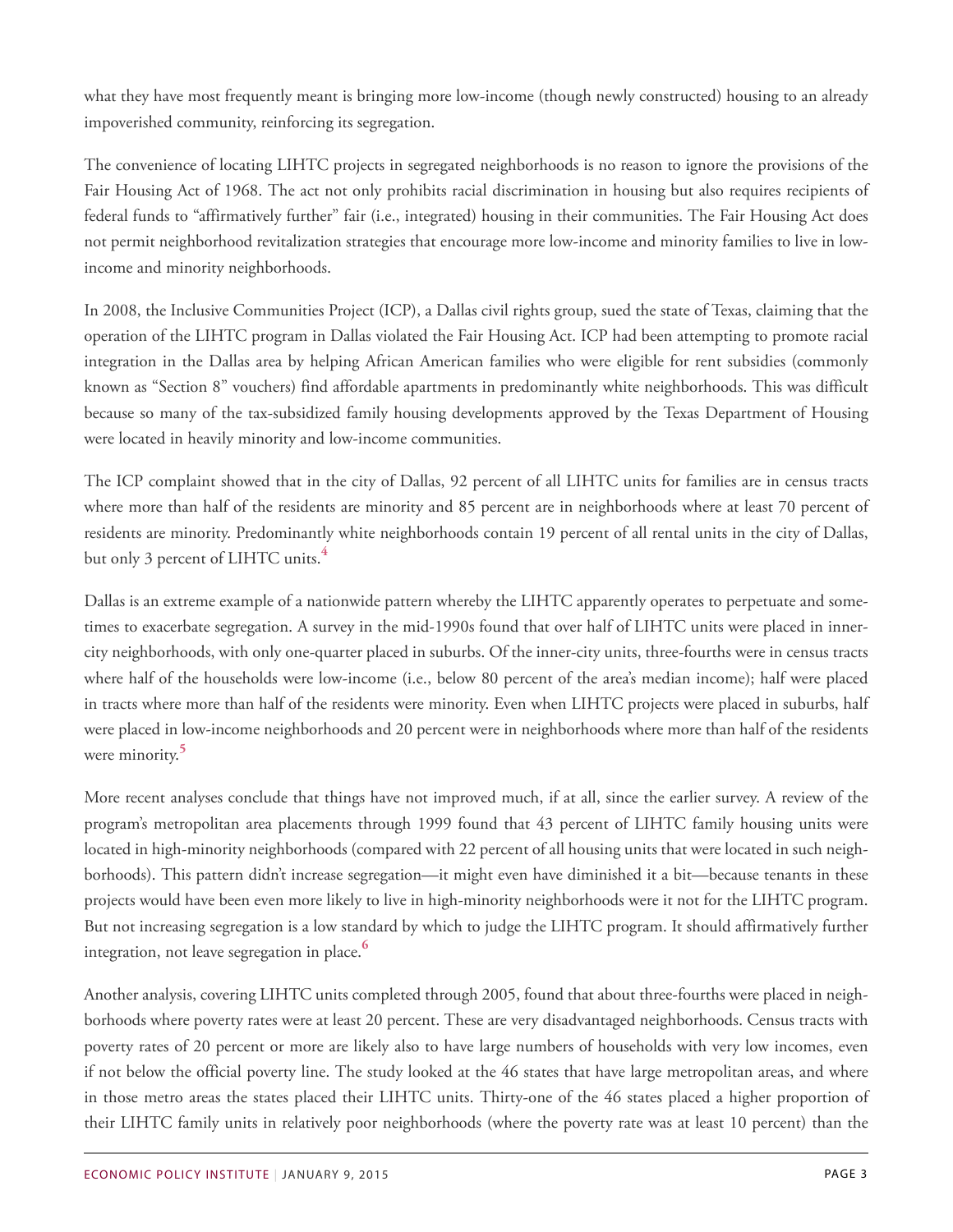what they have most frequently meant is bringing more low-income (though newly constructed) housing to an already impoverished community, reinforcing its segregation.

The convenience of locating LIHTC projects in segregated neighborhoods is no reason to ignore the provisions of the Fair Housing Act of 1968. The act not only prohibits racial discrimination in housing but also requires recipients of federal funds to "affirmatively further" fair (i.e., integrated) housing in their communities. The Fair Housing Act does not permit neighborhood revitalization strategies that encourage more low-income and minority families to live in low-income and minority neighborhoods.

In 2008, the Inclusive Communities Project (ICP), a Dallas civil rights group, sued the state of Texas, claiming that the operation of the LIHTC program in Dallas violated the Fair Housing Act. ICP had been attempting to promote racial integration in the Dallas area by helping African American families who were eligible for rent subsidies (commonly known as "Section 8" vouchers) find affordable apartments in predominantly white neighborhoods. This was difficult because so many of the tax-subsidized family housing developments approved by the Texas Department of Housing were located in heavily minority and low-income communities.

The ICP complaint showed that in the city of Dallas, 92 percent of all LIHTC units for families are in census tracts where more than half of the residents are minority and 85 percent are in neighborhoods where at least 70 percent of residents are minority. Predominantly white neighborhoods contain 19 percent of all rental units in the city of Dallas, but only 3 percent of LIHTC units.[4]

Dallas is an extreme example of a nationwide pattern whereby the LIHTC apparently operates to perpetuate and sometimes to exacerbate segregation. A survey in the mid-1990s found that over half of LIHTC units were placed in inner-city neighborhoods, with only one-quarter placed in suburbs. Of the inner-city units, three-fourths were in census tracts where half of the households were low-income (i.e., below 80 percent of the area's median income); half were placed in tracts where more than half of the residents were minority. Even when LIHTC projects were placed in suburbs, half were placed in low-income neighborhoods and 20 percent were in neighborhoods where more than half of the residents were minority.[5]

More recent analyses conclude that things have not improved much, if at all, since the earlier survey. A review of the program's metropolitan area placements through 1999 found that 43 percent of LIHTC family housing units were located in high-minority neighborhoods (compared with 22 percent of all housing units that were located in such neighborhoods). This pattern didn't increase segregation—it might even have diminished it a bit—because tenants in these projects would have been even more likely to live in high-minority neighborhoods were it not for the LIHTC program. But not increasing segregation is a low standard by which to judge the LIHTC program. It should affirmatively further integration, not leave segregation in place.[6]

Another analysis, covering LIHTC units completed through 2005, found that about three-fourths were placed in neighborhoods where poverty rates were at least 20 percent. These are very disadvantaged neighborhoods. Census tracts with poverty rates of 20 percent or more are likely also to have large numbers of households with very low incomes, even if not below the official poverty line. The study looked at the 46 states that have large metropolitan areas, and where in those metro areas the states placed their LIHTC units. Thirty-one of the 46 states placed a higher proportion of their LIHTC family units in relatively poor neighborhoods (where the poverty rate was at least 10 percent) than the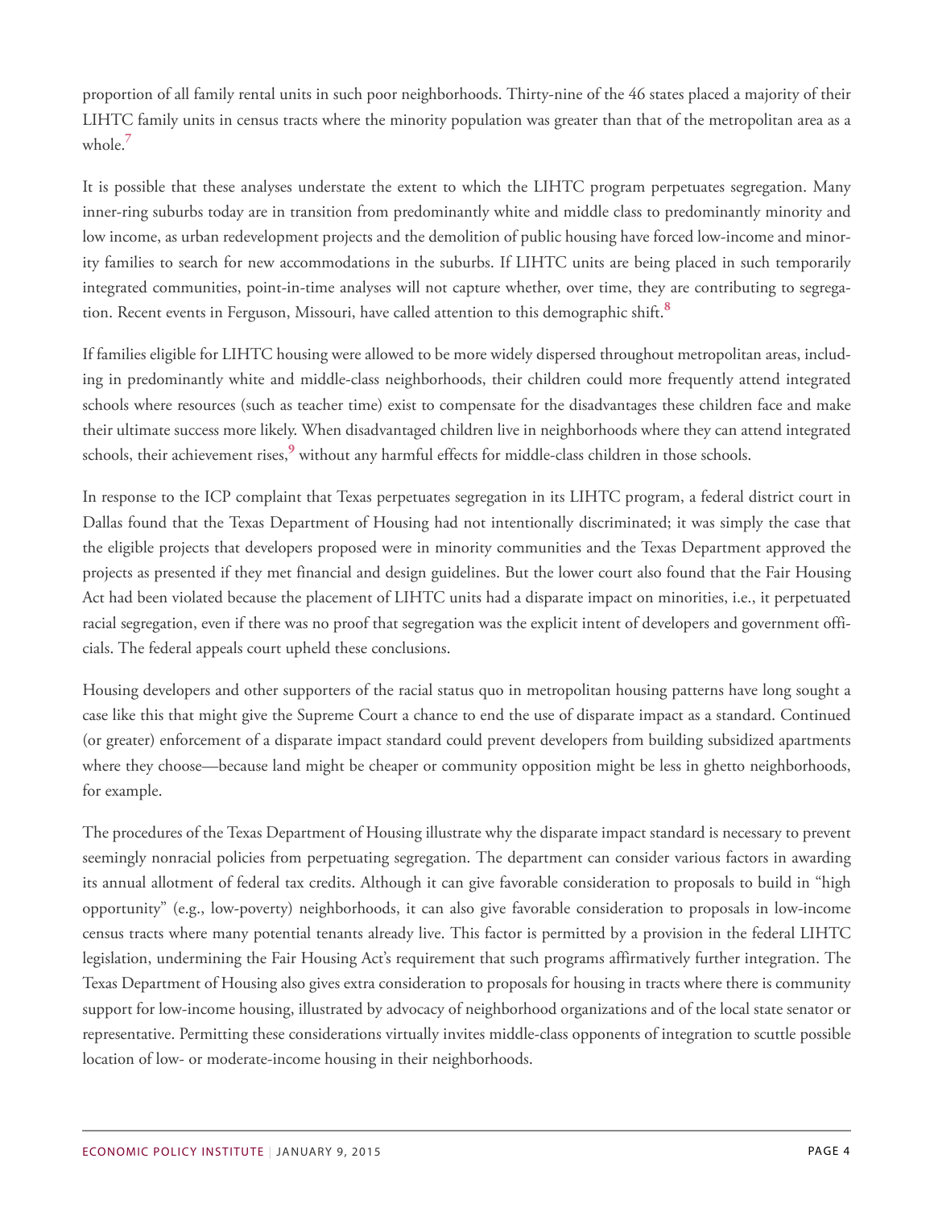proportion of all family rental units in such poor neighborhoods. Thirty-nine of the 46 states placed a majority of their LIHTC family units in census tracts where the minority population was greater than that of the metropolitan area as a whole.[7]

It is possible that these analyses understate the extent to which the LIHTC program perpetuates segregation. Many inner-ring suburbs today are in transition from predominantly white and middle class to predominantly minority and low income, as urban redevelopment projects and the demolition of public housing have forced low-income and minority families to search for new accommodations in the suburbs. If LIHTC units are being placed in such temporarily integrated communities, point-in-time analyses will not capture whether, over time, they are contributing to segregation. Recent events in Ferguson, Missouri, have called attention to this demographic shift.[8]

If families eligible for LIHTC housing were allowed to be more widely dispersed throughout metropolitan areas, including in predominantly white and middle-class neighborhoods, their children could more frequently attend integrated schools where resources (such as teacher time) exist to compensate for the disadvantages these children face and make their ultimate success more likely. When disadvantaged children live in neighborhoods where they can attend integrated schools, their achievement rises,[9] without any harmful effects for middle-class children in those schools.

In response to the ICP complaint that Texas perpetuates segregation in its LIHTC program, a federal district court in Dallas found that the Texas Department of Housing had not intentionally discriminated; it was simply the case that the eligible projects that developers proposed were in minority communities and the Texas Department approved the projects as presented if they met financial and design guidelines. But the lower court also found that the Fair Housing Act had been violated because the placement of LIHTC units had a disparate impact on minorities, i.e., it perpetuated racial segregation, even if there was no proof that segregation was the explicit intent of developers and government officials. The federal appeals court upheld these conclusions.

Housing developers and other supporters of the racial status quo in metropolitan housing patterns have long sought a case like this that might give the Supreme Court a chance to end the use of disparate impact as a standard. Continued (or greater) enforcement of a disparate impact standard could prevent developers from building subsidized apartments where they choose—because land might be cheaper or community opposition might be less in ghetto neighborhoods, for example.

The procedures of the Texas Department of Housing illustrate why the disparate impact standard is necessary to prevent seemingly nonracial policies from perpetuating segregation. The department can consider various factors in awarding its annual allotment of federal tax credits. Although it can give favorable consideration to proposals to build in "high opportunity" (e.g., low-poverty) neighborhoods, it can also give favorable consideration to proposals in low-income census tracts where many potential tenants already live. This factor is permitted by a provision in the federal LIHTC legislation, undermining the Fair Housing Act's requirement that such programs affirmatively further integration. The Texas Department of Housing also gives extra consideration to proposals for housing in tracts where there is community support for low-income housing, illustrated by advocacy of neighborhood organizations and of the local state senator or representative. Permitting these considerations virtually invites middle-class opponents of integration to scuttle possible location of low- or moderate-income housing in their neighborhoods.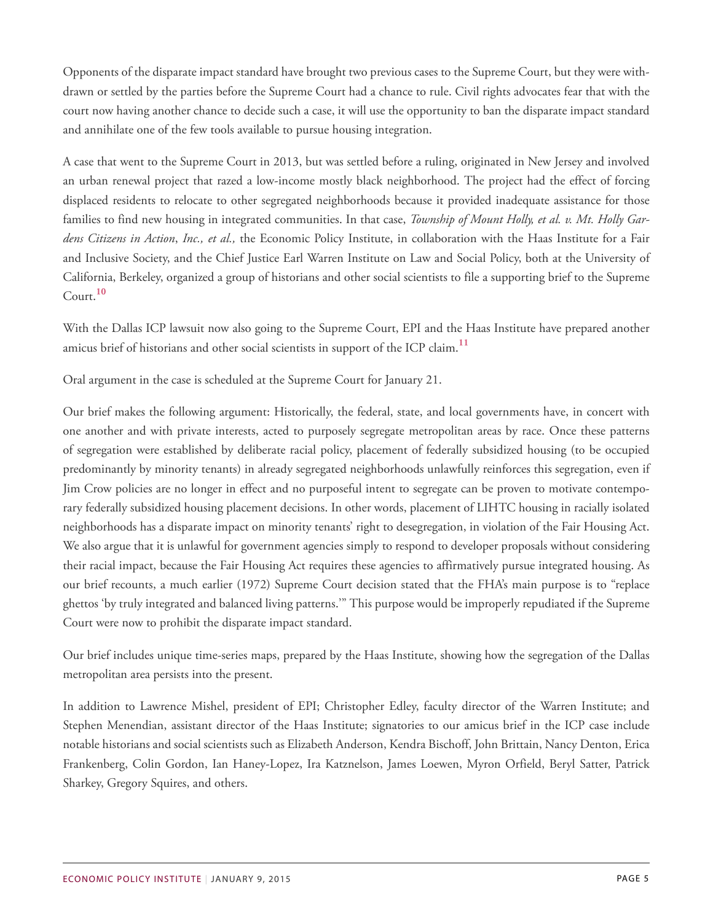Opponents of the disparate impact standard have brought two previous cases to the Supreme Court, but they were withdrawn or settled by the parties before the Supreme Court had a chance to rule. Civil rights advocates fear that with the court now having another chance to decide such a case, it will use the opportunity to ban the disparate impact standard and annihilate one of the few tools available to pursue housing integration.

A case that went to the Supreme Court in 2013, but was settled before a ruling, originated in New Jersey and involved an urban renewal project that razed a low-income mostly black neighborhood. The project had the effect of forcing displaced residents to relocate to other segregated neighborhoods because it provided inadequate assistance for those families to find new housing in integrated communities. In that case, *Township of Mount Holly, et al. v. Mt. Holly Gardens Citizens in Action*, *Inc., et al.,* the Economic Policy Institute, in collaboration with the Haas Institute for a Fair and Inclusive Society, and the Chief Justice Earl Warren Institute on Law and Social Policy, both at the University of California, Berkeley, organized a group of historians and other social scientists to file a supporting brief to the Supreme Court.[10]

With the Dallas ICP lawsuit now also going to the Supreme Court, EPI and the Haas Institute have prepared another amicus brief of historians and other social scientists in support of the ICP claim.[11]

Oral argument in the case is scheduled at the Supreme Court for January 21.

Our brief makes the following argument: Historically, the federal, state, and local governments have, in concert with one another and with private interests, acted to purposely segregate metropolitan areas by race. Once these patterns of segregation were established by deliberate racial policy, placement of federally subsidized housing (to be occupied predominantly by minority tenants) in already segregated neighborhoods unlawfully reinforces this segregation, even if Jim Crow policies are no longer in effect and no purposeful intent to segregate can be proven to motivate contemporary federally subsidized housing placement decisions. In other words, placement of LIHTC housing in racially isolated neighborhoods has a disparate impact on minority tenants' right to desegregation, in violation of the Fair Housing Act. We also argue that it is unlawful for government agencies simply to respond to developer proposals without considering their racial impact, because the Fair Housing Act requires these agencies to affirmatively pursue integrated housing. As our brief recounts, a much earlier (1972) Supreme Court decision stated that the FHA's main purpose is to "replace ghettos 'by truly integrated and balanced living patterns.'" This purpose would be improperly repudiated if the Supreme Court were now to prohibit the disparate impact standard.

Our brief includes unique time-series maps, prepared by the Haas Institute, showing how the segregation of the Dallas metropolitan area persists into the present.

In addition to Lawrence Mishel, president of EPI; Christopher Edley, faculty director of the Warren Institute; and Stephen Menendian, assistant director of the Haas Institute; signatories to our amicus brief in the ICP case include notable historians and social scientists such as Elizabeth Anderson, Kendra Bischoff, John Brittain, Nancy Denton, Erica Frankenberg, Colin Gordon, Ian Haney-Lopez, Ira Katznelson, James Loewen, Myron Orfield, Beryl Satter, Patrick Sharkey, Gregory Squires, and others.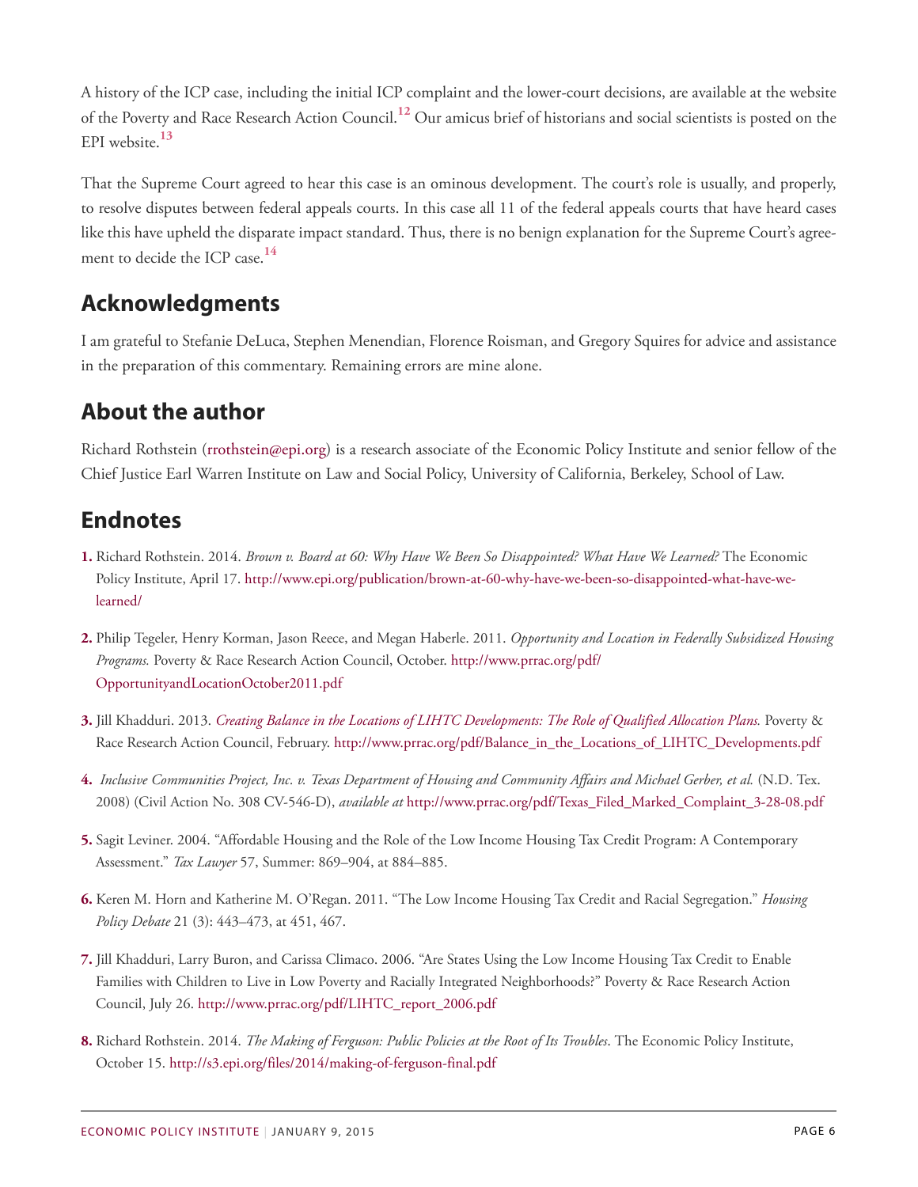A history of the ICP case, including the initial ICP complaint and the lower-court decisions, are available at the website of the Poverty and Race Research Action Council.[12] Our amicus brief of historians and social scientists is posted on the EPI website.[13]

That the Supreme Court agreed to hear this case is an ominous development. The court's role is usually, and properly, to resolve disputes between federal appeals courts. In this case all 11 of the federal appeals courts that have heard cases like this have upheld the disparate impact standard. Thus, there is no benign explanation for the Supreme Court's agreement to decide the ICP case.[14]

## Acknowledgments

I am grateful to Stefanie DeLuca, Stephen Menendian, Florence Roisman, and Gregory Squires for advice and assistance in the preparation of this commentary. Remaining errors are mine alone.

## About the author

Richard Rothstein (rrothstein@epi.org) is a research associate of the Economic Policy Institute and senior fellow of the Chief Justice Earl Warren Institute on Law and Social Policy, University of California, Berkeley, School of Law.

## Endnotes

**1.** Richard Rothstein. 2014. *Brown v. Board at 60: Why Have We Been So Disappointed? What Have We Learned?* The Economic Policy Institute, April 17. http://www.epi.org/publication/brown-at-60-why-have-we-been-so-disappointed-what-have-we-learned/

**2.** Philip Tegeler, Henry Korman, Jason Reece, and Megan Haberle. 2011. *Opportunity and Location in Federally Subsidized Housing Programs.* Poverty & Race Research Action Council, October. http://www.prrac.org/pdf/OpportunityandLocationOctober2011.pdf

**3.** Jill Khadduri. 2013. *Creating Balance in the Locations of LIHTC Developments: The Role of Qualified Allocation Plans.* Poverty & Race Research Action Council, February. http://www.prrac.org/pdf/Balance_in_the_Locations_of_LIHTC_Developments.pdf

**4.** *Inclusive Communities Project, Inc. v. Texas Department of Housing and Community Affairs and Michael Gerber, et al.* (N.D. Tex. 2008) (Civil Action No. 308 CV-546-D), *available at* http://www.prrac.org/pdf/Texas_Filed_Marked_Complaint_3-28-08.pdf

**5.** Sagit Leviner. 2004. "Affordable Housing and the Role of the Low Income Housing Tax Credit Program: A Contemporary Assessment." *Tax Lawyer* 57, Summer: 869–904, at 884–885.

**6.** Keren M. Horn and Katherine M. O'Regan. 2011. "The Low Income Housing Tax Credit and Racial Segregation." *Housing Policy Debate* 21 (3): 443–473, at 451, 467.

**7.** Jill Khadduri, Larry Buron, and Carissa Climaco. 2006. "Are States Using the Low Income Housing Tax Credit to Enable Families with Children to Live in Low Poverty and Racially Integrated Neighborhoods?" Poverty & Race Research Action Council, July 26. http://www.prrac.org/pdf/LIHTC_report_2006.pdf

**8.** Richard Rothstein. 2014. *The Making of Ferguson: Public Policies at the Root of Its Troubles*. The Economic Policy Institute, October 15. http://s3.epi.org/files/2014/making-of-ferguson-final.pdf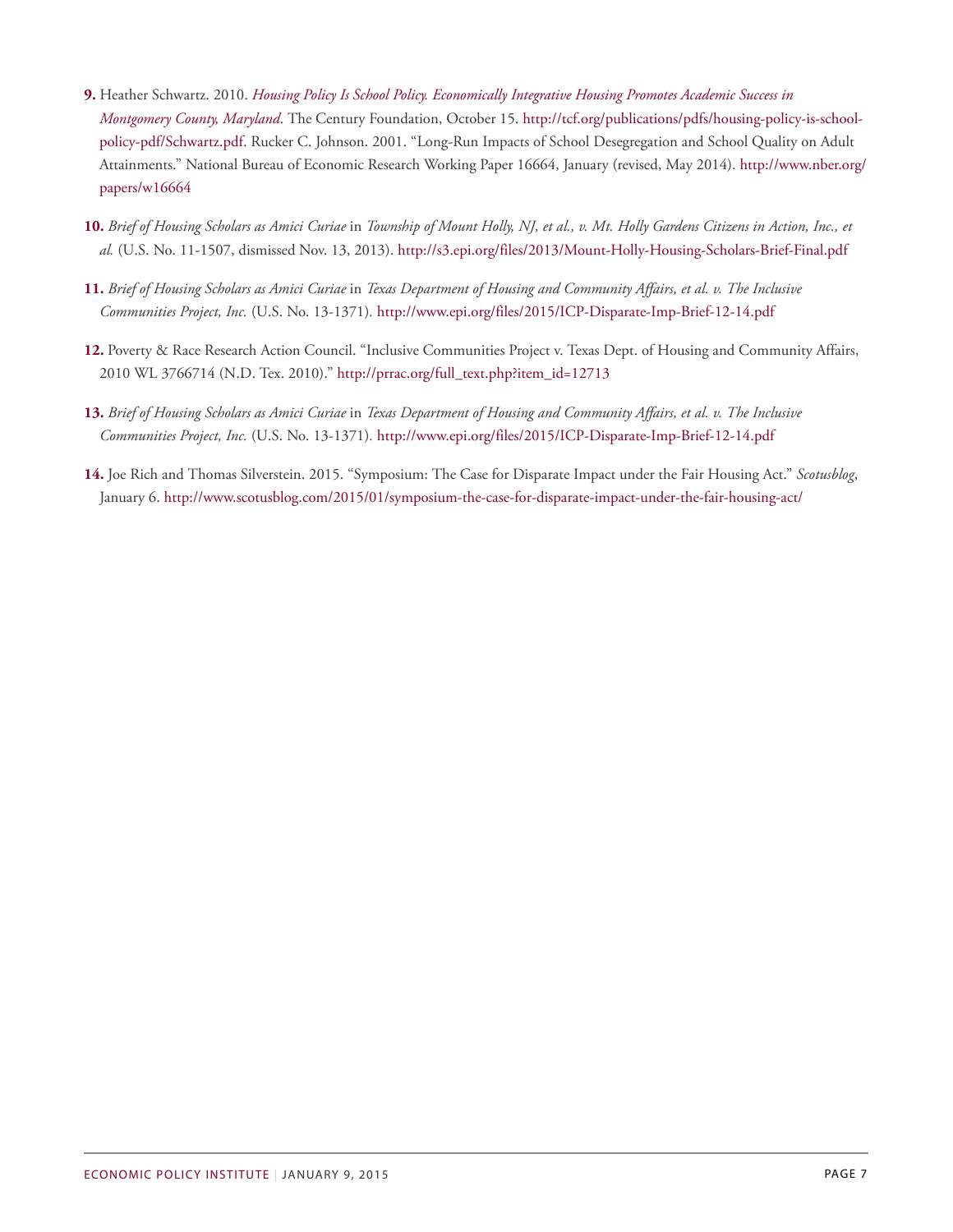**9.** Heather Schwartz. 2010. *Housing Policy Is School Policy. Economically Integrative Housing Promotes Academic Success in Montgomery County, Maryland*. The Century Foundation, October 15. http://tcf.org/publications/pdfs/housing-policy-is-school-policy-pdf/Schwartz.pdf. Rucker C. Johnson. 2001. "Long-Run Impacts of School Desegregation and School Quality on Adult Attainments." National Bureau of Economic Research Working Paper 16664, January (revised, May 2014). http://www.nber.org/papers/w16664

**10.** *Brief of Housing Scholars as Amici Curiae* in *Township of Mount Holly, NJ, et al., v. Mt. Holly Gardens Citizens in Action, Inc., et al.* (U.S. No. 11-1507, dismissed Nov. 13, 2013). http://s3.epi.org/files/2013/Mount-Holly-Housing-Scholars-Brief-Final.pdf

**11.** *Brief of Housing Scholars as Amici Curiae* in *Texas Department of Housing and Community Affairs, et al. v. The Inclusive Communities Project, Inc.* (U.S. No. 13-1371). http://www.epi.org/files/2015/ICP-Disparate-Imp-Brief-12-14.pdf

**12.** Poverty & Race Research Action Council. "Inclusive Communities Project v. Texas Dept. of Housing and Community Affairs, 2010 WL 3766714 (N.D. Tex. 2010)." http://prrac.org/full_text.php?item_id=12713

**13.** *Brief of Housing Scholars as Amici Curiae* in *Texas Department of Housing and Community Affairs, et al. v. The Inclusive Communities Project, Inc.* (U.S. No. 13-1371). http://www.epi.org/files/2015/ICP-Disparate-Imp-Brief-12-14.pdf

**14.** Joe Rich and Thomas Silverstein. 2015. "Symposium: The Case for Disparate Impact under the Fair Housing Act." *Scotusblog*, January 6. http://www.scotusblog.com/2015/01/symposium-the-case-for-disparate-impact-under-the-fair-housing-act/